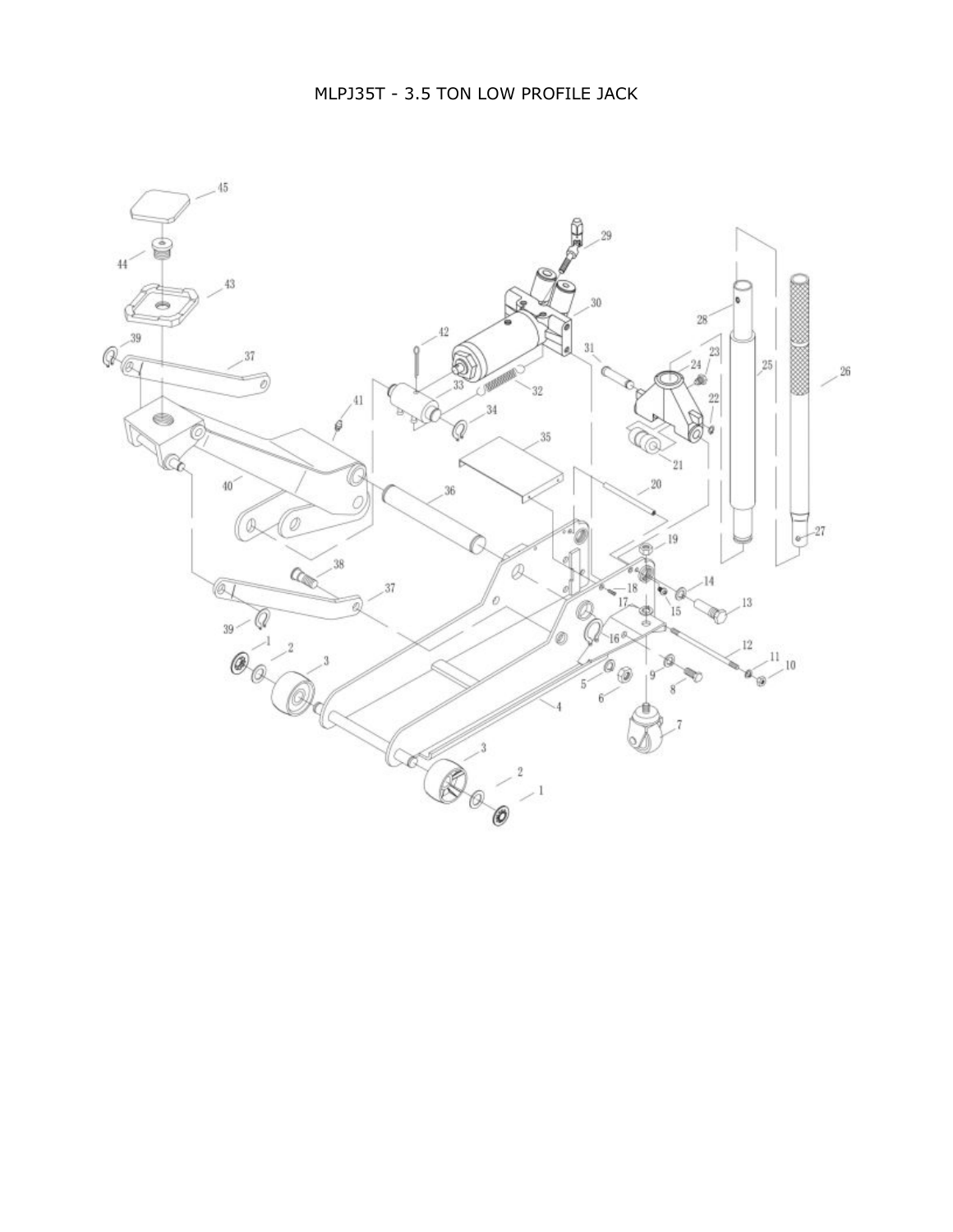# MLPJ35T - 3.5 TON LOW PROFILE JACK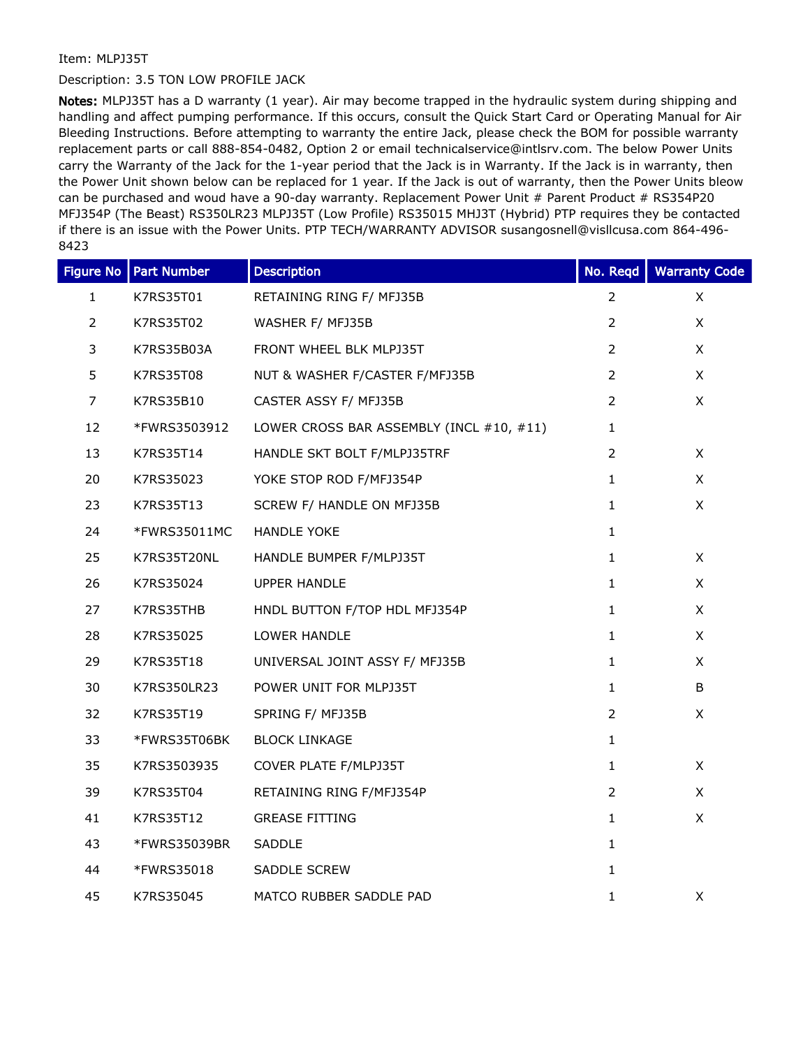Item: MLPJ35T

Description: 3.5 TON LOW PROFILE JACK

**Notes:** MLPJ35T has a D warranty (1 year). Air may become trapped in the hydraulic system during shipping and handling and affect pumping performance. If this occurs, consult the Quick Start Card or Operating Manual for Air Bleeding Instructions. Before attempting to warranty the entire Jack, please check the BOM for possible warranty replacement parts or call 888-854-0482, Option 2 or email technicalservice@intlsrv.com. The below Power Units carry the Warranty of the Jack for the 1-year period that the Jack is in Warranty. If the Jack is in warranty, then the Power Unit shown below can be replaced for 1 year. If the Jack is out of warranty, then the Power Units bleow can be purchased and woud have a 90-day warranty. Replacement Power Unit # Parent Product # RS354P20 MFJ354P (The Beast) RS350LR23 MLPJ35T (Low Profile) RS35015 MHJ3T (Hybrid) PTP requires they be contacted if there is an issue with the Power Units. PTP TECH/WARRANTY ADVISOR susangosnell@visllcusa.com 864-496-8423

| Figure No | Part Number | Description | No. Reqd | Warranty Code |
|---|---|---|---|---|
| 1 | K7RS35T01 | RETAINING RING F/ MFJ35B | 2 | X |
| 2 | K7RS35T02 | WASHER F/ MFJ35B | 2 | X |
| 3 | K7RS35B03A | FRONT WHEEL BLK MLPJ35T | 2 | X |
| 5 | K7RS35T08 | NUT & WASHER F/CASTER F/MFJ35B | 2 | X |
| 7 | K7RS35B10 | CASTER ASSY F/ MFJ35B | 2 | X |
| 12 | *FWRS3503912 | LOWER CROSS BAR ASSEMBLY (INCL #10, #11) | 1 | |
| 13 | K7RS35T14 | HANDLE SKT BOLT F/MLPJ35TRF | 2 | X |
| 20 | K7RS35023 | YOKE STOP ROD F/MFJ354P | 1 | X |
| 23 | K7RS35T13 | SCREW F/ HANDLE ON MFJ35B | 1 | X |
| 24 | *FWRS35011MC | HANDLE YOKE | 1 | |
| 25 | K7RS35T20NL | HANDLE BUMPER F/MLPJ35T | 1 | X |
| 26 | K7RS35024 | UPPER HANDLE | 1 | X |
| 27 | K7RS35THB | HNDL BUTTON F/TOP HDL MFJ354P | 1 | X |
| 28 | K7RS35025 | LOWER HANDLE | 1 | X |
| 29 | K7RS35T18 | UNIVERSAL JOINT ASSY F/ MFJ35B | 1 | X |
| 30 | K7RS350LR23 | POWER UNIT FOR MLPJ35T | 1 | B |
| 32 | K7RS35T19 | SPRING F/ MFJ35B | 2 | X |
| 33 | *FWRS35T06BK | BLOCK LINKAGE | 1 | |
| 35 | K7RS3503935 | COVER PLATE F/MLPJ35T | 1 | X |
| 39 | K7RS35T04 | RETAINING RING F/MFJ354P | 2 | X |
| 41 | K7RS35T12 | GREASE FITTING | 1 | X |
| 43 | *FWRS35039BR | SADDLE | 1 | |
| 44 | *FWRS35018 | SADDLE SCREW | 1 | |
| 45 | K7RS35045 | MATCO RUBBER SADDLE PAD | 1 | X |